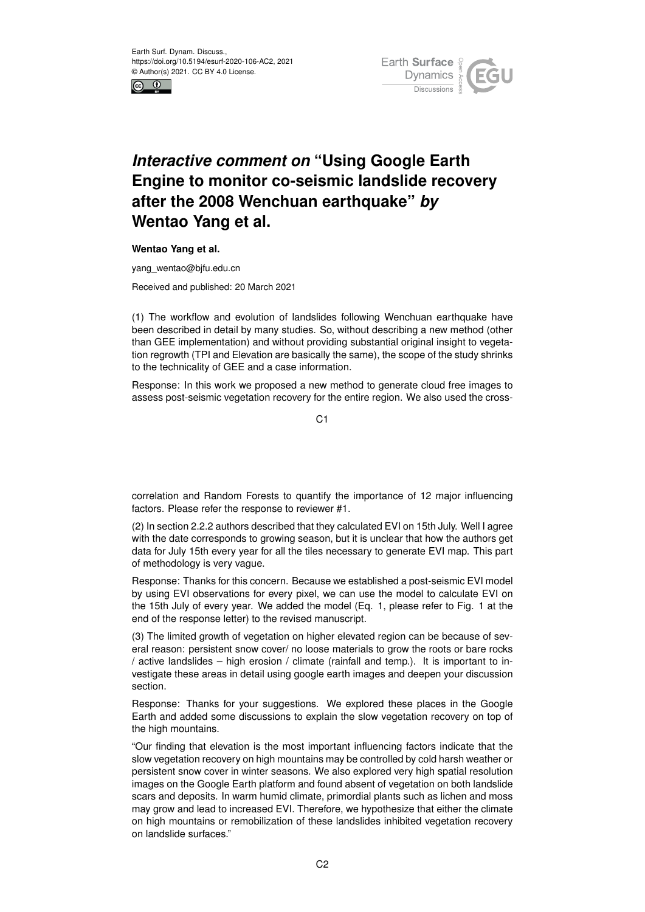# *Interactive comment on* "Using Google Earth Engine to monitor co-seismic landslide recovery after the 2008 Wenchuan earthquake" *by* Wentao Yang et al.

**Wentao Yang et al.**

yang_wentao@bjfu.edu.cn

Received and published: 20 March 2021

(1) The workflow and evolution of landslides following Wenchuan earthquake have been described in detail by many studies. So, without describing a new method (other than GEE implementation) and without providing substantial original insight to vegetation regrowth (TPI and Elevation are basically the same), the scope of the study shrinks to the technicality of GEE and a case information.

Response: In this work we proposed a new method to generate cloud free images to assess post-seismic vegetation recovery for the entire region. We also used the cross-correlation and Random Forests to quantify the importance of 12 major influencing factors. Please refer the response to reviewer #1.

(2) In section 2.2.2 authors described that they calculated EVI on 15th July. Well I agree with the date corresponds to growing season, but it is unclear that how the authors get data for July 15th every year for all the tiles necessary to generate EVI map. This part of methodology is very vague.

Response: Thanks for this concern. Because we established a post-seismic EVI model by using EVI observations for every pixel, we can use the model to calculate EVI on the 15th July of every year. We added the model (Eq. 1, please refer to Fig. 1 at the end of the response letter) to the revised manuscript.

(3) The limited growth of vegetation on higher elevated region can be because of several reason: persistent snow cover/ no loose materials to grow the roots or bare rocks / active landslides – high erosion / climate (rainfall and temp.). It is important to investigate these areas in detail using google earth images and deepen your discussion section.

Response: Thanks for your suggestions. We explored these places in the Google Earth and added some discussions to explain the slow vegetation recovery on top of the high mountains.

"Our finding that elevation is the most important influencing factors indicate that the slow vegetation recovery on high mountains may be controlled by cold harsh weather or persistent snow cover in winter seasons. We also explored very high spatial resolution images on the Google Earth platform and found absent of vegetation on both landslide scars and deposits. In warm humid climate, primordial plants such as lichen and moss may grow and lead to increased EVI. Therefore, we hypothesize that either the climate on high mountains or remobilization of these landslides inhibited vegetation recovery on landslide surfaces."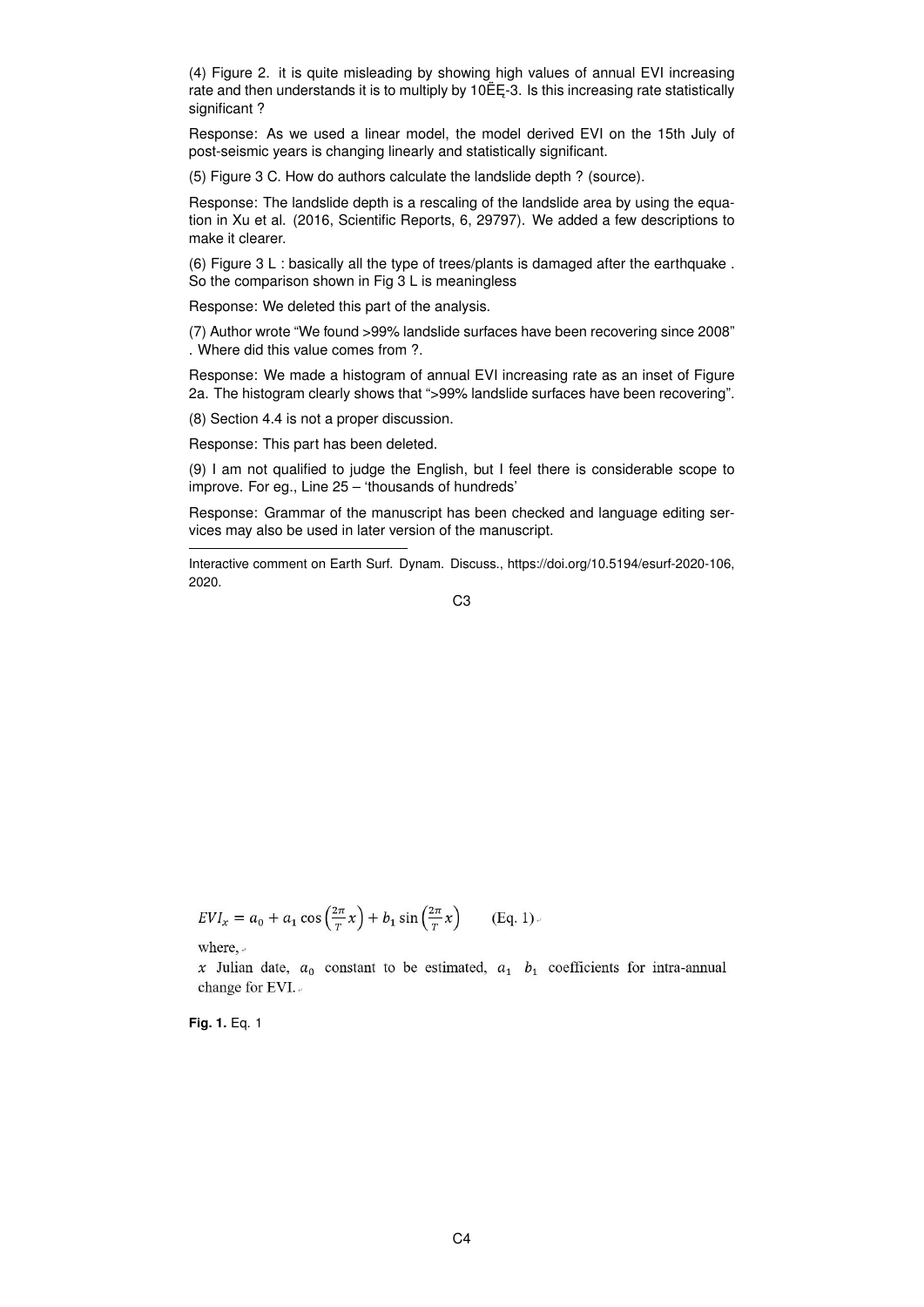(4) Figure 2. it is quite misleading by showing high values of annual EVI increasing rate and then understands it is to multiply by 10ËĘ-3. Is this increasing rate statistically significant ?

Response: As we used a linear model, the model derived EVI on the 15th July of post-seismic years is changing linearly and statistically significant.

(5) Figure 3 C. How do authors calculate the landslide depth ? (source).

Response: The landslide depth is a rescaling of the landslide area by using the equation in Xu et al. (2016, Scientific Reports, 6, 29797). We added a few descriptions to make it clearer.

(6) Figure 3 L : basically all the type of trees/plants is damaged after the earthquake . So the comparison shown in Fig 3 L is meaningless

Response: We deleted this part of the analysis.

(7) Author wrote "We found >99% landslide surfaces have been recovering since 2008" . Where did this value comes from ?.

Response: We made a histogram of annual EVI increasing rate as an inset of Figure 2a. The histogram clearly shows that ">99% landslide surfaces have been recovering".

(8) Section 4.4 is not a proper discussion.

Response: This part has been deleted.

(9) I am not qualified to judge the English, but I feel there is considerable scope to improve. For eg., Line 25 – 'thousands of hundreds'

Response: Grammar of the manuscript has been checked and language editing services may also be used in later version of the manuscript.

---

Interactive comment on Earth Surf. Dynam. Discuss., https://doi.org/10.5194/esurf-2020-106, 2020.

$$EVI_x = a_0 + a_1 \cos\left(\frac{2\pi}{T}x\right) + b_1 \sin\left(\frac{2\pi}{T}x\right) \qquad \text{(Eq. 1)}$$

where,

$x$ Julian date, $a_0$ constant to be estimated, $a_1$ $b_1$ coefficients for intra-annual change for EVI.

**Fig. 1.** Eq. 1